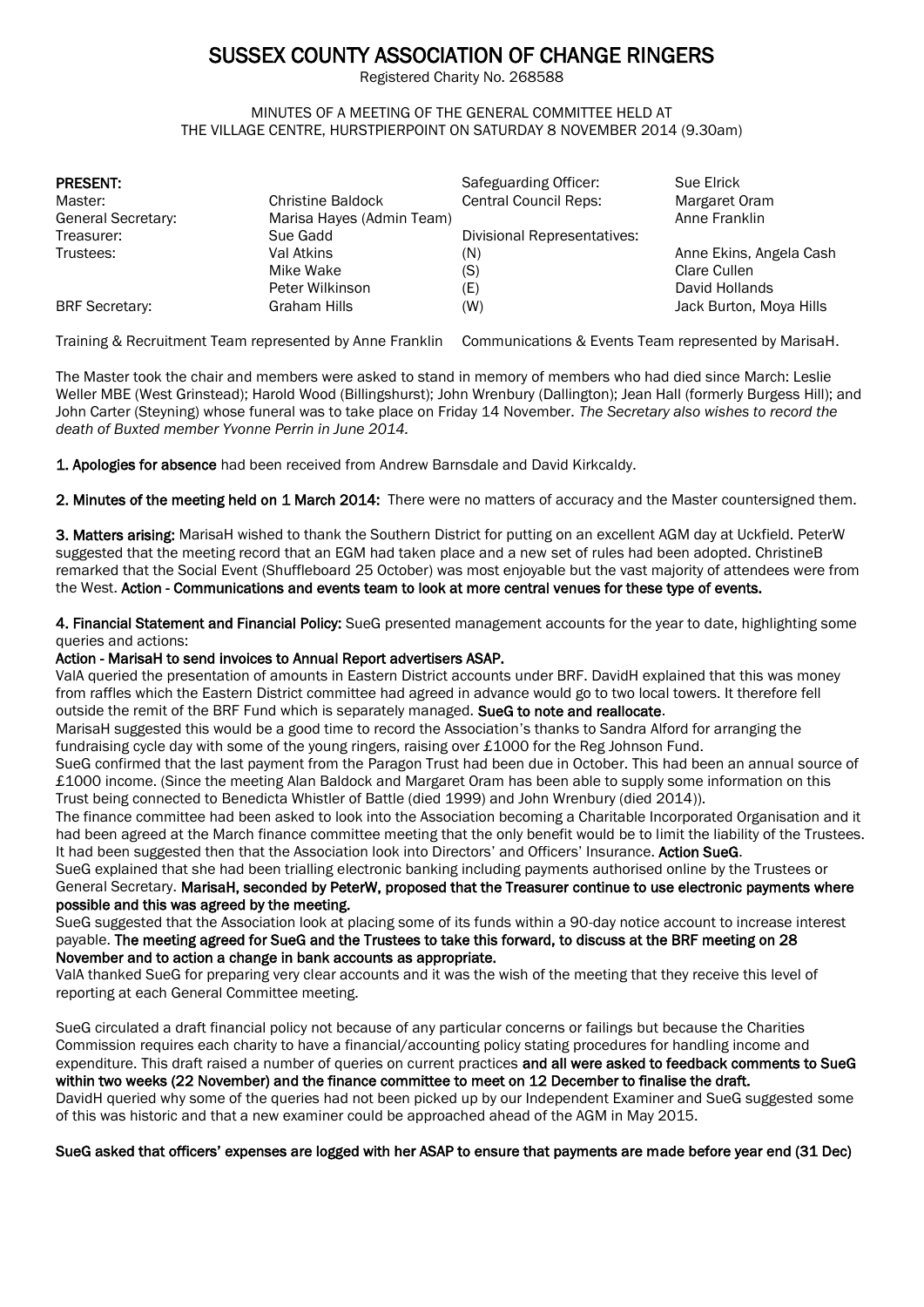# SUSSEX COUNTY ASSOCIATION OF CHANGE RINGERS

Registered Charity No. 268588

MINUTES OF A MEETING OF THE GENERAL COMMITTEE HELD AT THE VILLAGE CENTRE, HURSTPIERPOINT ON SATURDAY 8 NOVEMBER 2014 (9.30am)

| **PRESENT:** | | Safeguarding Officer: | Sue Elrick |
|---|---|---|---|
| Master: | Christine Baldock | Central Council Reps: | Margaret Oram |
| General Secretary: | Marisa Hayes (Admin Team) | | Anne Franklin |
| Treasurer: | Sue Gadd | Divisional Representatives: | |
| Trustees: | Val Atkins | (N) | Anne Ekins, Angela Cash |
| | Mike Wake | (S) | Clare Cullen |
| | Peter Wilkinson | (E) | David Hollands |
| BRF Secretary: | Graham Hills | (W) | Jack Burton, Moya Hills |

Training & Recruitment Team represented by Anne Franklin Communications & Events Team represented by MarisaH.

The Master took the chair and members were asked to stand in memory of members who had died since March: Leslie Weller MBE (West Grinstead); Harold Wood (Billingshurst); John Wrenbury (Dallington); Jean Hall (formerly Burgess Hill); and John Carter (Steyning) whose funeral was to take place on Friday 14 November. *The Secretary also wishes to record the death of Buxted member Yvonne Perrin in June 2014.*

**1. Apologies for absence** had been received from Andrew Barnsdale and David Kirkcaldy.

**2. Minutes of the meeting held on 1 March 2014:** There were no matters of accuracy and the Master countersigned them.

**3. Matters arising:** MarisaH wished to thank the Southern District for putting on an excellent AGM day at Uckfield. PeterW suggested that the meeting record that an EGM had taken place and a new set of rules had been adopted. ChristineB remarked that the Social Event (Shuffleboard 25 October) was most enjoyable but the vast majority of attendees were from the West. **Action - Communications and events team to look at more central venues for these type of events.**

**4. Financial Statement and Financial Policy:** SueG presented management accounts for the year to date, highlighting some queries and actions:

**Action - MarisaH to send invoices to Annual Report advertisers ASAP.**

ValA queried the presentation of amounts in Eastern District accounts under BRF. DavidH explained that this was money from raffles which the Eastern District committee had agreed in advance would go to two local towers. It therefore fell outside the remit of the BRF Fund which is separately managed. **SueG to note and reallocate**.

MarisaH suggested this would be a good time to record the Association's thanks to Sandra Alford for arranging the fundraising cycle day with some of the young ringers, raising over £1000 for the Reg Johnson Fund.

SueG confirmed that the last payment from the Paragon Trust had been due in October. This had been an annual source of £1000 income. (Since the meeting Alan Baldock and Margaret Oram has been able to supply some information on this Trust being connected to Benedicta Whistler of Battle (died 1999) and John Wrenbury (died 2014)).

The finance committee had been asked to look into the Association becoming a Charitable Incorporated Organisation and it had been agreed at the March finance committee meeting that the only benefit would be to limit the liability of the Trustees. It had been suggested then that the Association look into Directors' and Officers' Insurance. **Action SueG**.

SueG explained that she had been trialling electronic banking including payments authorised online by the Trustees or General Secretary. **MarisaH, seconded by PeterW, proposed that the Treasurer continue to use electronic payments where possible and this was agreed by the meeting.**

SueG suggested that the Association look at placing some of its funds within a 90-day notice account to increase interest payable. **The meeting agreed for SueG and the Trustees to take this forward, to discuss at the BRF meeting on 28 November and to action a change in bank accounts as appropriate.**

ValA thanked SueG for preparing very clear accounts and it was the wish of the meeting that they receive this level of reporting at each General Committee meeting.

SueG circulated a draft financial policy not because of any particular concerns or failings but because the Charities Commission requires each charity to have a financial/accounting policy stating procedures for handling income and expenditure. This draft raised a number of queries on current practices **and all were asked to feedback comments to SueG within two weeks (22 November) and the finance committee to meet on 12 December to finalise the draft.**

DavidH queried why some of the queries had not been picked up by our Independent Examiner and SueG suggested some of this was historic and that a new examiner could be approached ahead of the AGM in May 2015.

**SueG asked that officers' expenses are logged with her ASAP to ensure that payments are made before year end (31 Dec)**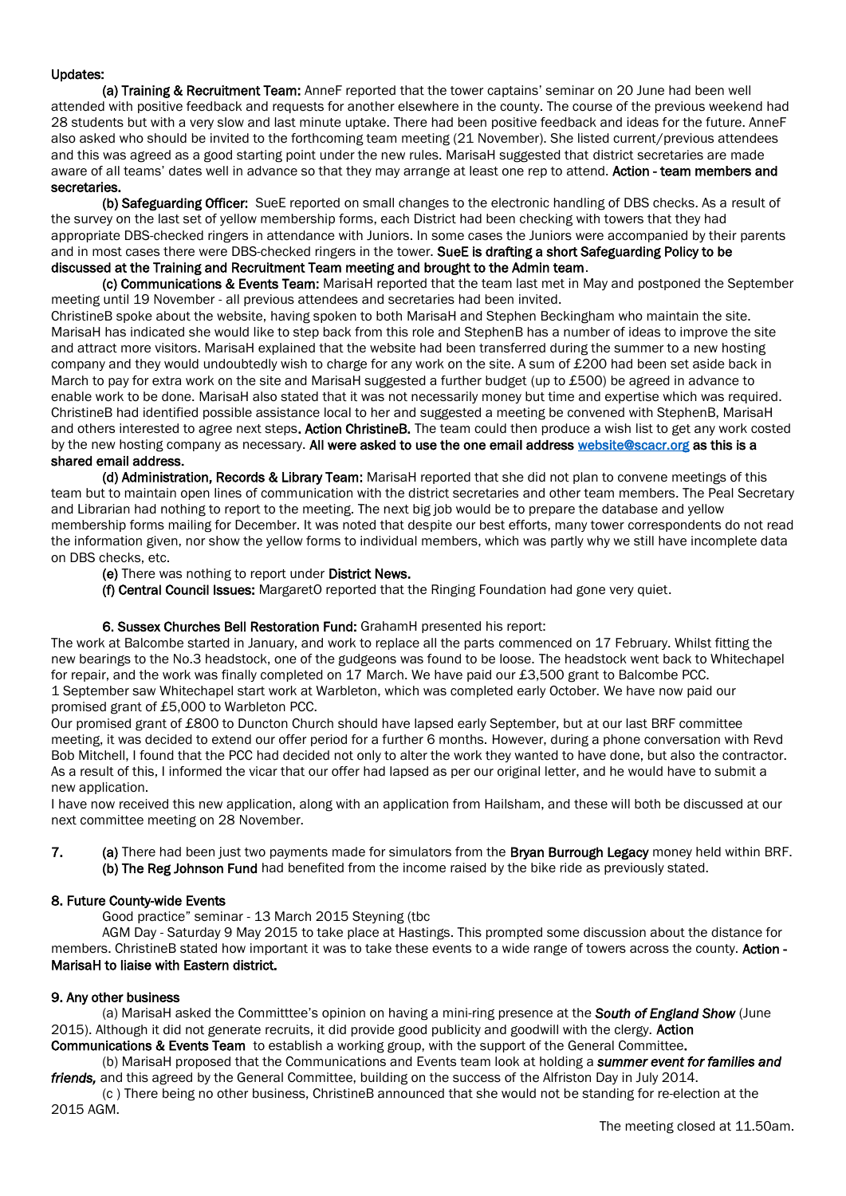**Updates:**

**(a) Training & Recruitment Team:** AnneF reported that the tower captains' seminar on 20 June had been well attended with positive feedback and requests for another elsewhere in the county. The course of the previous weekend had 28 students but with a very slow and last minute uptake. There had been positive feedback and ideas for the future. AnneF also asked who should be invited to the forthcoming team meeting (21 November). She listed current/previous attendees and this was agreed as a good starting point under the new rules. MarisaH suggested that district secretaries are made aware of all teams' dates well in advance so that they may arrange at least one rep to attend. **Action - team members and secretaries.**

**(b) Safeguarding Officer:** SueE reported on small changes to the electronic handling of DBS checks. As a result of the survey on the last set of yellow membership forms, each District had been checking with towers that they had appropriate DBS-checked ringers in attendance with Juniors. In some cases the Juniors were accompanied by their parents and in most cases there were DBS-checked ringers in the tower. **SueE is drafting a short Safeguarding Policy to be discussed at the Training and Recruitment Team meeting and brought to the Admin team**.

**(c) Communications & Events Team:** MarisaH reported that the team last met in May and postponed the September meeting until 19 November - all previous attendees and secretaries had been invited.

ChristineB spoke about the website, having spoken to both MarisaH and Stephen Beckingham who maintain the site. MarisaH has indicated she would like to step back from this role and StephenB has a number of ideas to improve the site and attract more visitors. MarisaH explained that the website had been transferred during the summer to a new hosting company and they would undoubtedly wish to charge for any work on the site. A sum of £200 had been set aside back in March to pay for extra work on the site and MarisaH suggested a further budget (up to £500) be agreed in advance to enable work to be done. MarisaH also stated that it was not necessarily money but time and expertise which was required. ChristineB had identified possible assistance local to her and suggested a meeting be convened with StephenB, MarisaH and others interested to agree next steps**. Action ChristineB.** The team could then produce a wish list to get any work costed by the new hosting company as necessary. **All were asked to use the one email address [website@scacr.org](mailto:website@scacr.org) as this is a shared email address.**

**(d) Administration, Records & Library Team:** MarisaH reported that she did not plan to convene meetings of this team but to maintain open lines of communication with the district secretaries and other team members. The Peal Secretary and Librarian had nothing to report to the meeting. The next big job would be to prepare the database and yellow membership forms mailing for December. It was noted that despite our best efforts, many tower correspondents do not read the information given, nor show the yellow forms to individual members, which was partly why we still have incomplete data on DBS checks, etc.

**(e)** There was nothing to report under **District News.**

**(f) Central Council Issues:** MargaretO reported that the Ringing Foundation had gone very quiet.

**6. Sussex Churches Bell Restoration Fund:** GrahamH presented his report:

The work at Balcombe started in January, and work to replace all the parts commenced on 17 February. Whilst fitting the new bearings to the No.3 headstock, one of the gudgeons was found to be loose. The headstock went back to Whitechapel for repair, and the work was finally completed on 17 March. We have paid our £3,500 grant to Balcombe PCC.

1 September saw Whitechapel start work at Warbleton, which was completed early October. We have now paid our promised grant of £5,000 to Warbleton PCC.

Our promised grant of £800 to Duncton Church should have lapsed early September, but at our last BRF committee meeting, it was decided to extend our offer period for a further 6 months. However, during a phone conversation with Revd Bob Mitchell, I found that the PCC had decided not only to alter the work they wanted to have done, but also the contractor. As a result of this, I informed the vicar that our offer had lapsed as per our original letter, and he would have to submit a new application.

I have now received this new application, along with an application from Hailsham, and these will both be discussed at our next committee meeting on 28 November.

**7.** (a) There had been just two payments made for simulators from the **Bryan Burrough Legacy** money held within BRF.
**(b) The Reg Johnson Fund** had benefited from the income raised by the bike ride as previously stated.

**8. Future County-wide Events**

Good practice" seminar - 13 March 2015 Steyning (tbc

AGM Day - Saturday 9 May 2015 to take place at Hastings. This prompted some discussion about the distance for members. ChristineB stated how important it was to take these events to a wide range of towers across the county. **Action - MarisaH to liaise with Eastern district.**

**9. Any other business**

(a) MarisaH asked the Committtee's opinion on having a mini-ring presence at the ***South of England Show*** (June 2015). Although it did not generate recruits, it did provide good publicity and goodwill with the clergy. **Action Communications & Events Team** to establish a working group, with the support of the General Committee.

(b) MarisaH proposed that the Communications and Events team look at holding a ***summer event for families and friends,*** and this agreed by the General Committee, building on the success of the Alfriston Day in July 2014.

(c ) There being no other business, ChristineB announced that she would not be standing for re-election at the 2015 AGM.

The meeting closed at 11.50am.